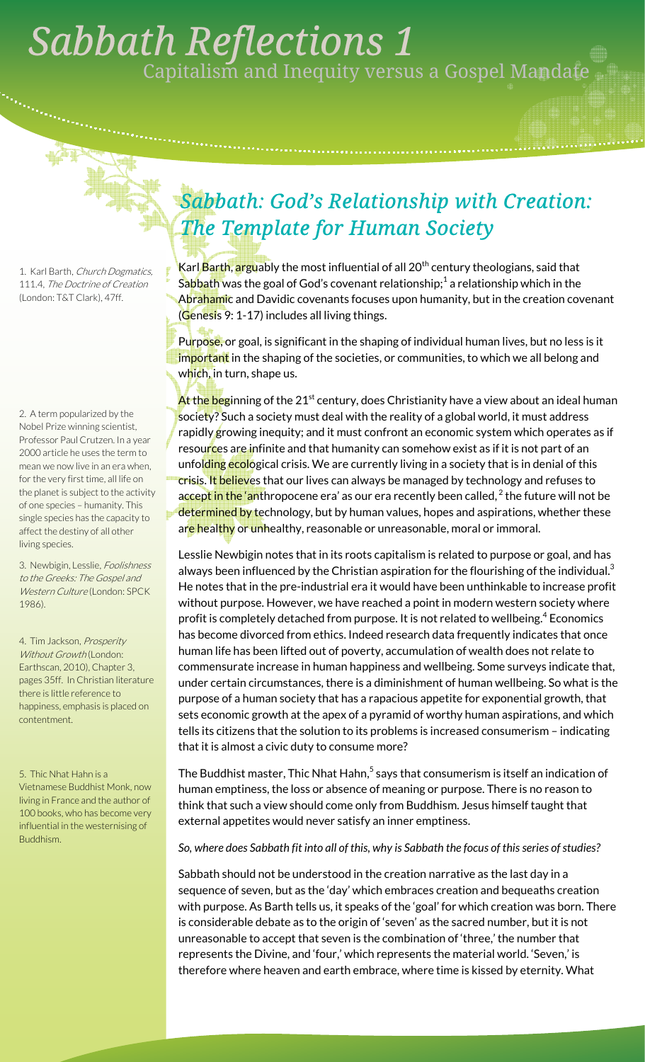# Sabbath Reflections 1

Capitalism and Inequity versus a Gospel Mandate

## Sabbath: God's Relationship with Creation: The Template for Human Society

Karl Barth, arguably the most influential of all 20th century theologians, said that Sabbath was the goal of God's covenant relationship;[1] a relationship which in the Abrahamic and Davidic covenants focuses upon humanity, but in the creation covenant (Genesis 9: 1-17) includes all living things.

Purpose, or goal, is significant in the shaping of individual human lives, but no less is it important in the shaping of the societies, or communities, to which we all belong and which, in turn, shape us.

At the beginning of the 21st century, does Christianity have a view about an ideal human society? Such a society must deal with the reality of a global world, it must address rapidly growing inequity; and it must confront an economic system which operates as if resources are infinite and that humanity can somehow exist as if it is not part of an unfolding ecological crisis. We are currently living in a society that is in denial of this crisis. It believes that our lives can always be managed by technology and refuses to accept in the 'anthropocene era' as our era recently been called,[2] the future will not be determined by technology, but by human values, hopes and aspirations, whether these are healthy or unhealthy, reasonable or unreasonable, moral or immoral.

Lesslie Newbigin notes that in its roots capitalism is related to purpose or goal, and has always been influenced by the Christian aspiration for the flourishing of the individual.[3] He notes that in the pre-industrial era it would have been unthinkable to increase profit without purpose. However, we have reached a point in modern western society where profit is completely detached from purpose. It is not related to wellbeing.[4] Economics has become divorced from ethics. Indeed research data frequently indicates that once human life has been lifted out of poverty, accumulation of wealth does not relate to commensurate increase in human happiness and wellbeing. Some surveys indicate that, under certain circumstances, there is a diminishment of human wellbeing. So what is the purpose of a human society that has a rapacious appetite for exponential growth, that sets economic growth at the apex of a pyramid of worthy human aspirations, and which tells its citizens that the solution to its problems is increased consumerism – indicating that it is almost a civic duty to consume more?

The Buddhist master, Thic Nhat Hahn,[5] says that consumerism is itself an indication of human emptiness, the loss or absence of meaning or purpose. There is no reason to think that such a view should come only from Buddhism. Jesus himself taught that external appetites would never satisfy an inner emptiness.

*So, where does Sabbath fit into all of this, why is Sabbath the focus of this series of studies?*

Sabbath should not be understood in the creation narrative as the last day in a sequence of seven, but as the 'day' which embraces creation and bequeaths creation with purpose. As Barth tells us, it speaks of the 'goal' for which creation was born. There is considerable debate as to the origin of 'seven' as the sacred number, but it is not unreasonable to accept that seven is the combination of 'three,' the number that represents the Divine, and 'four,' which represents the material world. 'Seven,' is therefore where heaven and earth embrace, where time is kissed by eternity. What

---

1. Karl Barth, *Church Dogmatics*, 111.4, *The Doctrine of Creation* (London: T&T Clark), 47ff.

2. A term popularized by the Nobel Prize winning scientist, Professor Paul Crutzen. In a year 2000 article he uses the term to mean we now live in an era when, for the very first time, all life on the planet is subject to the activity of one species – humanity. This single species has the capacity to affect the destiny of all other living species.

3. Newbigin, Lesslie, *Foolishness to the Greeks: The Gospel and Western Culture* (London: SPCK 1986).

4. Tim Jackson, *Prosperity Without Growth* (London: Earthscan, 2010), Chapter 3, pages 35ff. In Christian literature there is little reference to happiness, emphasis is placed on contentment.

5. Thic Nhat Hahn is a Vietnamese Buddhist Monk, now living in France and the author of 100 books, who has become very influential in the westernising of Buddhism.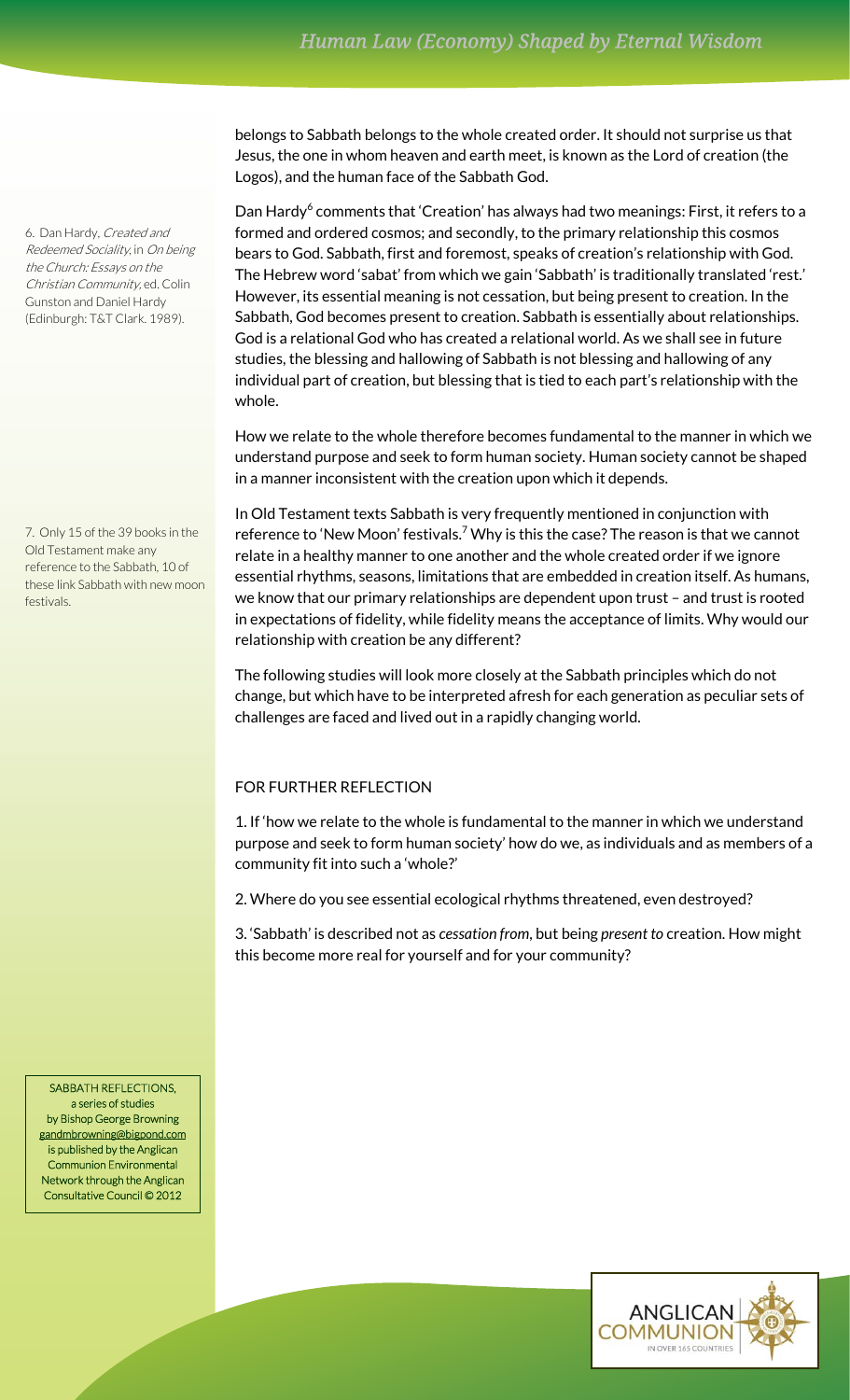belongs to Sabbath belongs to the whole created order. It should not surprise us that Jesus, the one in whom heaven and earth meet, is known as the Lord of creation (the Logos), and the human face of the Sabbath God.

Dan Hardy[6] comments that 'Creation' has always had two meanings: First, it refers to a formed and ordered cosmos; and secondly, to the primary relationship this cosmos bears to God. Sabbath, first and foremost, speaks of creation's relationship with God. The Hebrew word 'sabat' from which we gain 'Sabbath' is traditionally translated 'rest.' However, its essential meaning is not cessation, but being present to creation. In the Sabbath, God becomes present to creation. Sabbath is essentially about relationships. God is a relational God who has created a relational world. As we shall see in future studies, the blessing and hallowing of Sabbath is not blessing and hallowing of any individual part of creation, but blessing that is tied to each part's relationship with the whole.

How we relate to the whole therefore becomes fundamental to the manner in which we understand purpose and seek to form human society. Human society cannot be shaped in a manner inconsistent with the creation upon which it depends.

In Old Testament texts Sabbath is very frequently mentioned in conjunction with reference to 'New Moon' festivals.[7] Why is this the case? The reason is that we cannot relate in a healthy manner to one another and the whole created order if we ignore essential rhythms, seasons, limitations that are embedded in creation itself. As humans, we know that our primary relationships are dependent upon trust – and trust is rooted in expectations of fidelity, while fidelity means the acceptance of limits. Why would our relationship with creation be any different?

The following studies will look more closely at the Sabbath principles which do not change, but which have to be interpreted afresh for each generation as peculiar sets of challenges are faced and lived out in a rapidly changing world.

6. Dan Hardy, *Created and Redeemed Sociality*, in *On being the Church: Essays on the Christian Community*, ed. Colin Gunston and Daniel Hardy (Edinburgh: T&T Clark. 1989).

7. Only 15 of the 39 books in the Old Testament make any reference to the Sabbath, 10 of these link Sabbath with new moon festivals.

## FOR FURTHER REFLECTION

1. If 'how we relate to the whole is fundamental to the manner in which we understand purpose and seek to form human society' how do we, as individuals and as members of a community fit into such a 'whole?'

2. Where do you see essential ecological rhythms threatened, even destroyed?

3. 'Sabbath' is described not as *cessation from*, but being *present to* creation. How might this become more real for yourself and for your community?

SABBATH REFLECTIONS, a series of studies by Bishop George Browning gandmbrowning@bigpond.com is published by the Anglican Communion Environmental Network through the Anglican Consultative Council © 2012